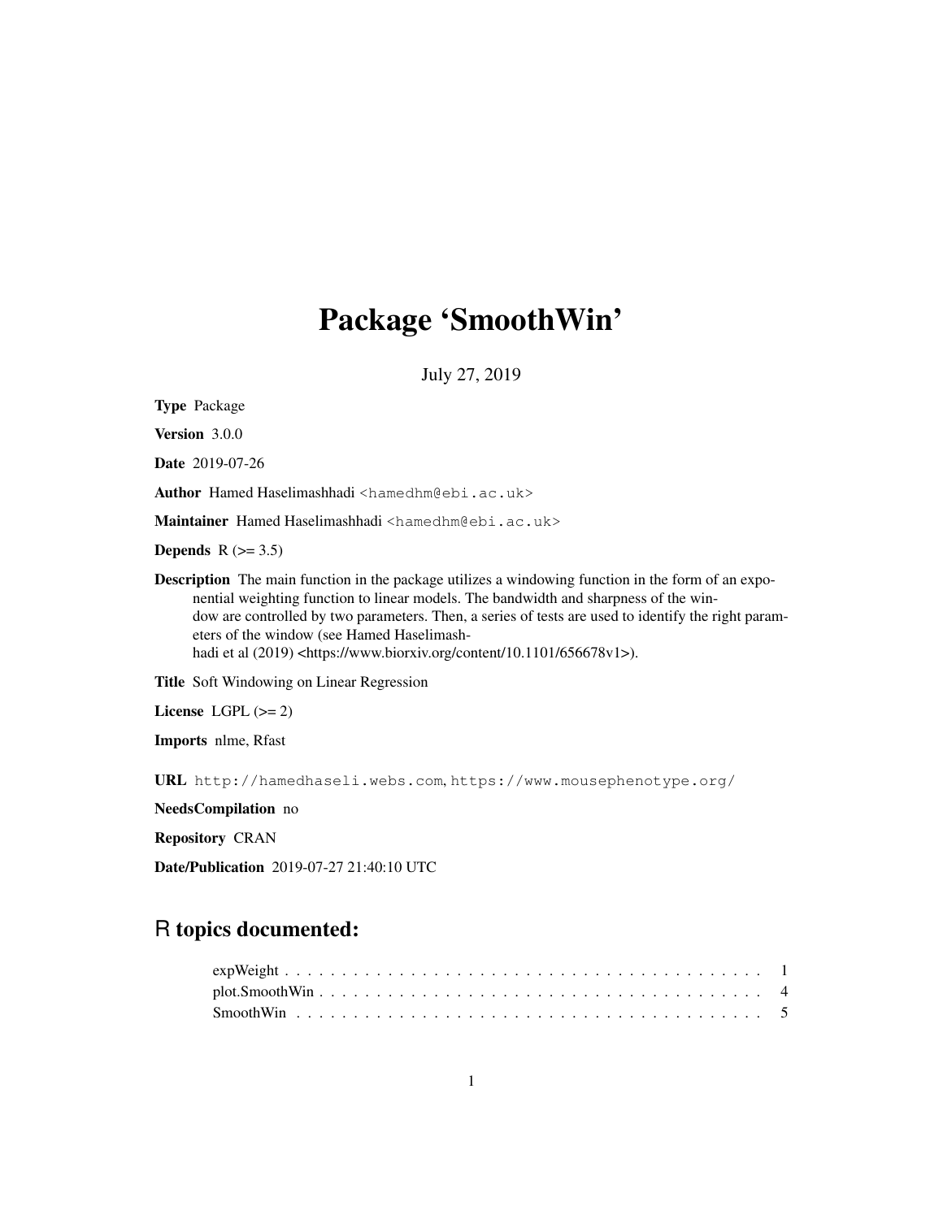# Package 'SmoothWin'

July 27, 2019

**Type** Package

**Version** 3.0.0

**Date** 2019-07-26

**Author** Hamed Haselimashhadi <hamedhm@ebi.ac.uk>

**Maintainer** Hamed Haselimashhadi <hamedhm@ebi.ac.uk>

**Depends** R (>= 3.5)

**Description** The main function in the package utilizes a windowing function in the form of an exponential weighting function to linear models. The bandwidth and sharpness of the window are controlled by two parameters. Then, a series of tests are used to identify the right parameters of the window (see Hamed Haselimashhadi et al (2019) <https://www.biorxiv.org/content/10.1101/656678v1>).

**Title** Soft Windowing on Linear Regression

**License** LGPL (>= 2)

**Imports** nlme, Rfast

**URL** http://hamedhaseli.webs.com, https://www.mousephenotype.org/

**NeedsCompilation** no

**Repository** CRAN

**Date/Publication** 2019-07-27 21:40:10 UTC

## R topics documented:

- expWeight . . . . . . . . . . . . . . . . . . . . . . . . . . . . . . . . . . . . . . . . . 1
- plot.SmoothWin . . . . . . . . . . . . . . . . . . . . . . . . . . . . . . . . . . . . . . 4
- SmoothWin . . . . . . . . . . . . . . . . . . . . . . . . . . . . . . . . . . . . . . . . . 5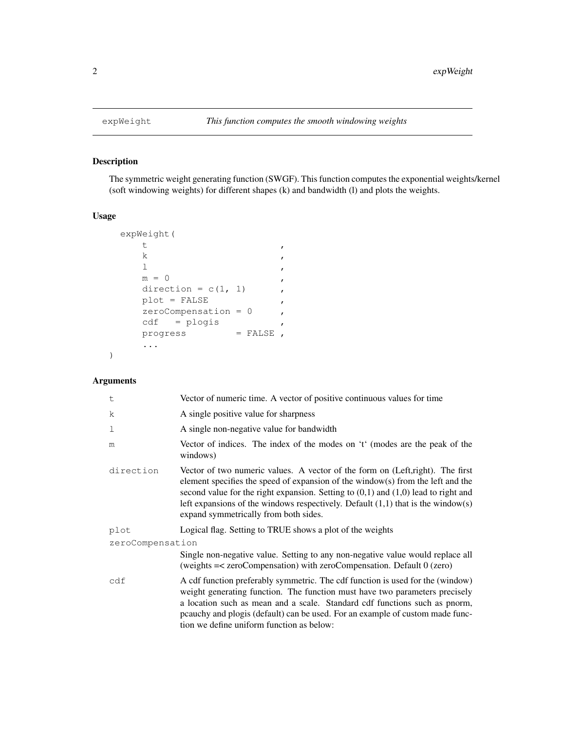## expWeight — *This function computes the smooth windowing weights*

### Description

The symmetric weight generating function (SWGF). This function computes the exponential weights/kernel (soft windowing weights) for different shapes (k) and bandwidth (l) and plots the weights.

### Usage

```
expWeight(
    t                        ,
    k                        ,
    l                        ,
    m = 0                    ,
    direction = c(1, 1)      ,
    plot = FALSE             ,
    zeroCompensation = 0     ,
    cdf   = plogis           ,
    progress         = FALSE ,
    ...
)
```

### Arguments

| | |
|---|---|
| `t` | Vector of numeric time. A vector of positive continuous values for time |
| `k` | A single positive value for sharpness |
| `l` | A single non-negative value for bandwidth |
| `m` | Vector of indices. The index of the modes on 't' (modes are the peak of the windows) |
| `direction` | Vector of two numeric values. A vector of the form on (Left,right). The first element specifies the speed of expansion of the window(s) from the left and the second value for the right expansion. Setting to (0,1) and (1,0) lead to right and left expansions of the windows respectively. Default (1,1) that is the window(s) expand symmetrically from both sides. |
| `plot` | Logical flag. Setting to TRUE shows a plot of the weights |
| `zeroCompensation` | Single non-negative value. Setting to any non-negative value would replace all (weights =< zeroCompensation) with zeroCompensation. Default 0 (zero) |
| `cdf` | A cdf function preferably symmetric. The cdf function is used for the (window) weight generating function. The function must have two parameters precisely a location such as mean and a scale. Standard cdf functions such as pnorm, pcauchy and plogis (default) can be used. For an example of custom made function we define uniform function as below: |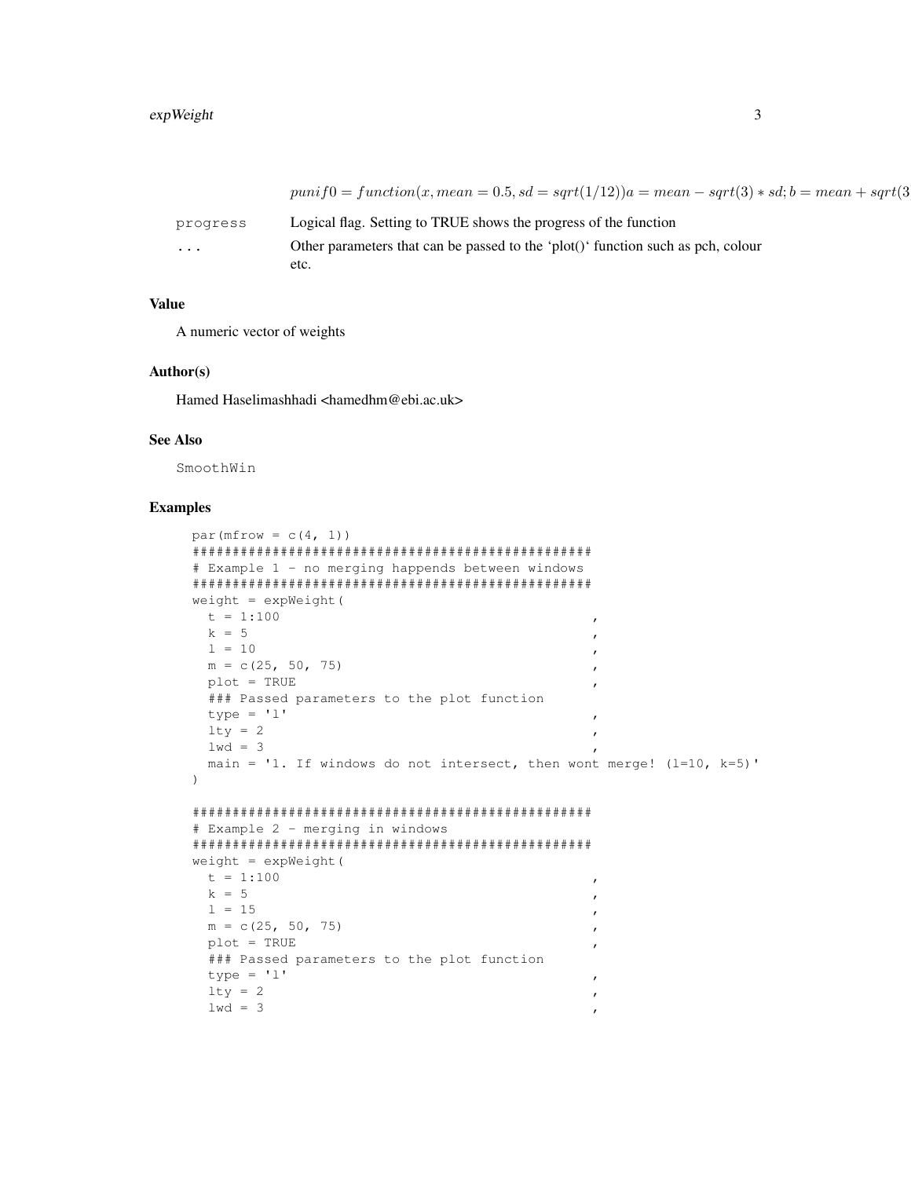$punif0 = function(x, mean = 0.5, sd = sqrt(1/12))a = mean - sqrt(3) * sd; b = mean + sqrt(3$

| | |
|---|---|
| progress | Logical flag. Setting to TRUE shows the progress of the function |
| ... | Other parameters that can be passed to the 'plot()' function such as pch, colour etc. |

## Value

A numeric vector of weights

## Author(s)

Hamed Haselimashhadi <hamedhm@ebi.ac.uk>

## See Also

SmoothWin

## Examples

```
par(mfrow = c(4, 1))
#################################################
# Example 1 - no merging happends between windows
#################################################
weight = expWeight(
  t = 1:100                                         ,
  k = 5                                             ,
  l = 10                                            ,
  m = c(25, 50, 75)                                 ,
  plot = TRUE                                       ,
  ### Passed parameters to the plot function
  type = 'l'                                        ,
  lty = 2                                           ,
  lwd = 3                                           ,
  main = '1. If windows do not intersect, then wont merge! (l=10, k=5)'
)

#################################################
# Example 2 - merging in windows
#################################################
weight = expWeight(
  t = 1:100                                         ,
  k = 5                                             ,
  l = 15                                            ,
  m = c(25, 50, 75)                                 ,
  plot = TRUE                                       ,
  ### Passed parameters to the plot function
  type = 'l'                                        ,
  lty = 2                                           ,
  lwd = 3                                           ,
```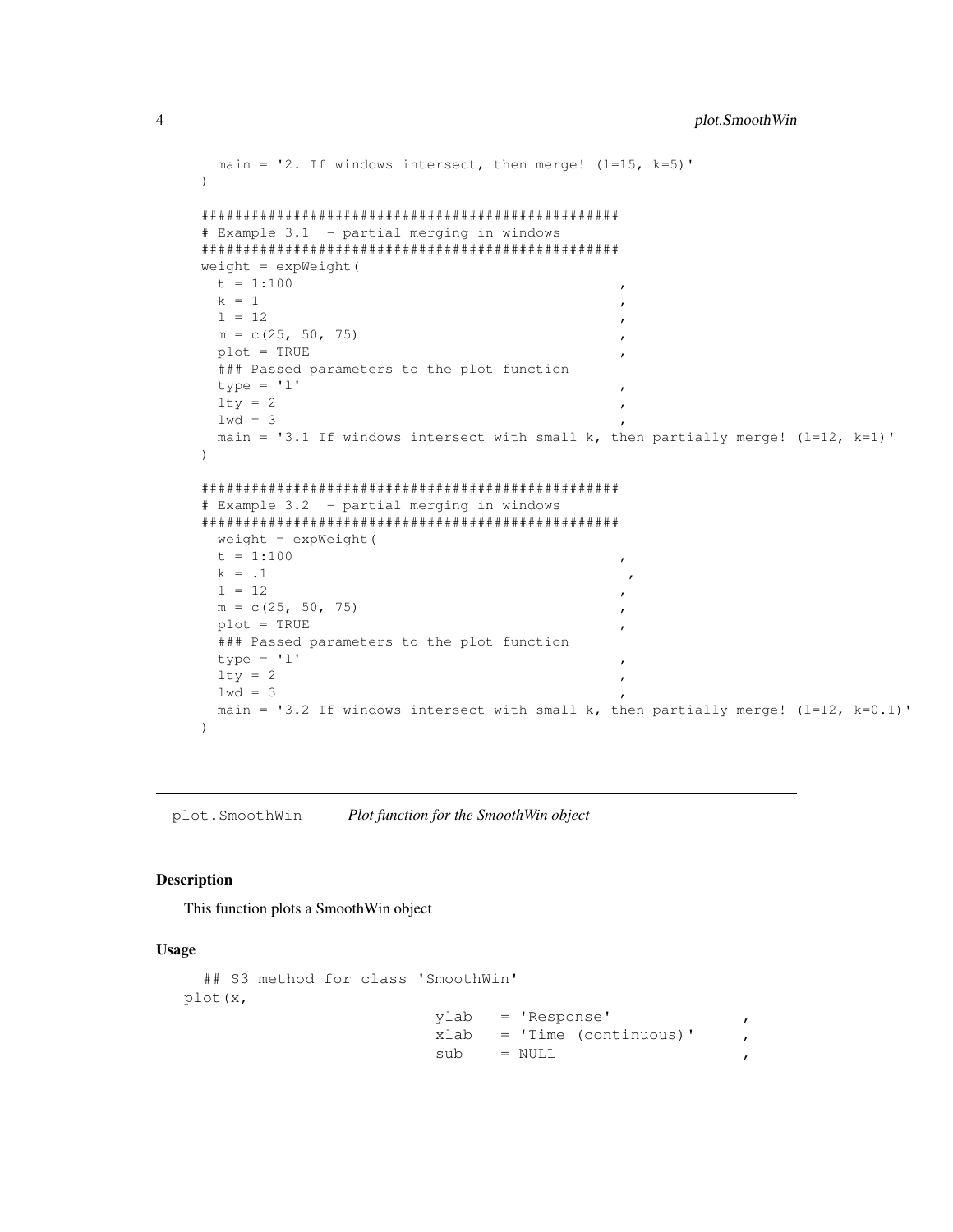```
  main = '2. If windows intersect, then merge! (l=15, k=5)'
)

##################################################
# Example 3.1  - partial merging in windows
##################################################
weight = expWeight(
  t = 1:100                                          ,
  k = 1                                              ,
  l = 12                                             ,
  m = c(25, 50, 75)                                  ,
  plot = TRUE                                        ,
  ### Passed parameters to the plot function
  type = 'l'                                         ,
  lty = 2                                            ,
  lwd = 3                                            ,
  main = '3.1 If windows intersect with small k, then partially merge! (l=12, k=1)'
)

##################################################
# Example 3.2  - partial merging in windows
##################################################
  weight = expWeight(
  t = 1:100                                          ,
  k = .1                                              ,
  l = 12                                             ,
  m = c(25, 50, 75)                                  ,
  plot = TRUE                                        ,
  ### Passed parameters to the plot function
  type = 'l'                                         ,
  lty = 2                                            ,
  lwd = 3                                            ,
  main = '3.2 If windows intersect with small k, then partially merge! (l=12, k=0.1)'
)
```

## plot.SmoothWin — *Plot function for the SmoothWin object*

### Description

This function plots a SmoothWin object

### Usage

```
  ## S3 method for class 'SmoothWin'
plot(x,
                         ylab   = 'Response'             ,
                         xlab   = 'Time (continuous)'    ,
                         sub    = NULL                   ,
```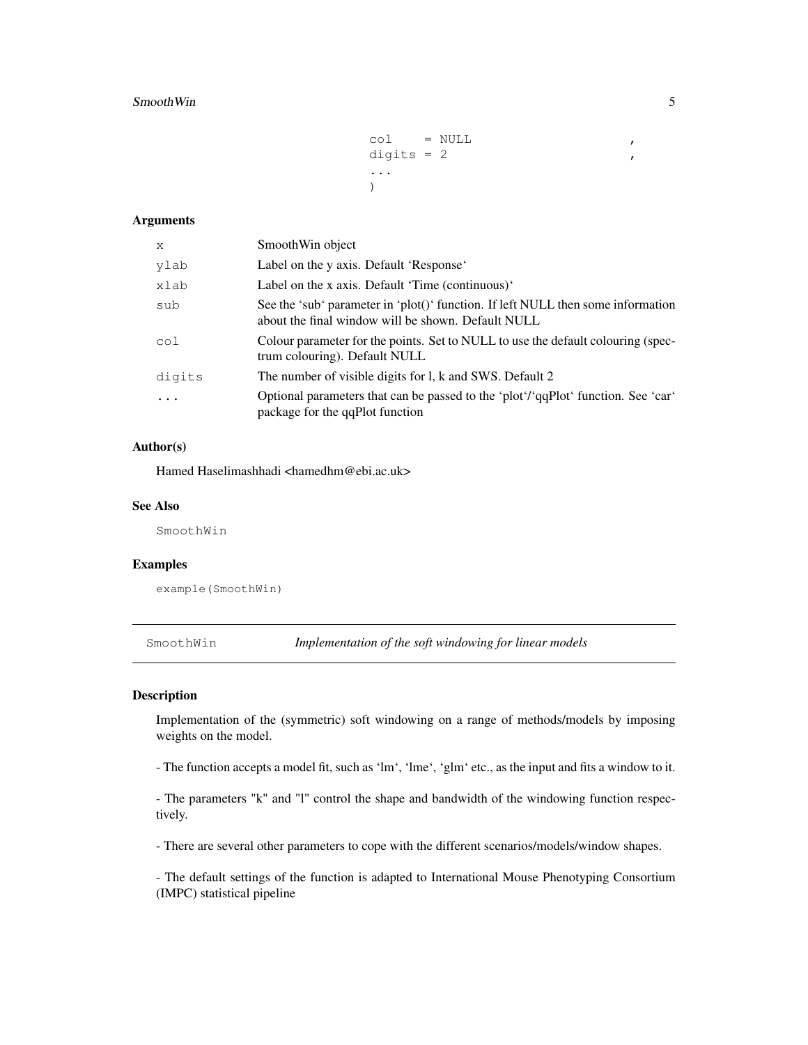```
col    = NULL                 ,
digits = 2                    ,
...
)
```

## Arguments

| | |
|---|---|
| x | SmoothWin object |
| ylab | Label on the y axis. Default 'Response' |
| xlab | Label on the x axis. Default 'Time (continuous)' |
| sub | See the 'sub' parameter in 'plot()' function. If left NULL then some information about the final window will be shown. Default NULL |
| col | Colour parameter for the points. Set to NULL to use the default colouring (spectrum colouring). Default NULL |
| digits | The number of visible digits for l, k and SWS. Default 2 |
| ... | Optional parameters that can be passed to the 'plot'/'qqPlot' function. See 'car' package for the qqPlot function |

## Author(s)

Hamed Haselimashhadi <hamedhm@ebi.ac.uk>

## See Also

SmoothWin

## Examples

```
example(SmoothWin)
```

---

# SmoothWin — *Implementation of the soft windowing for linear models*

---

## Description

Implementation of the (symmetric) soft windowing on a range of methods/models by imposing weights on the model.

- The function accepts a model fit, such as 'lm', 'lme', 'glm' etc., as the input and fits a window to it.

- The parameters "k" and "l" control the shape and bandwidth of the windowing function respectively.

- There are several other parameters to cope with the different scenarios/models/window shapes.

- The default settings of the function is adapted to International Mouse Phenotyping Consortium (IMPC) statistical pipeline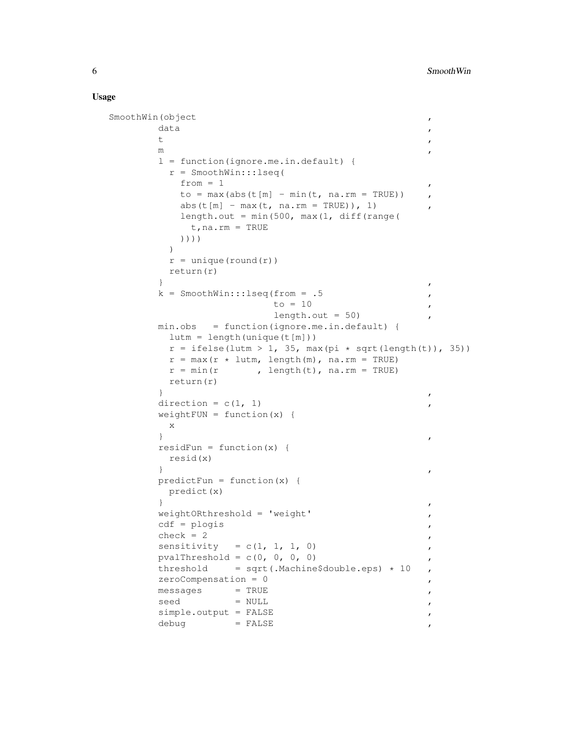## Usage

```
SmoothWin(object                                          ,
         data                                             ,
         t                                                ,
         m                                                ,
         l = function(ignore.me.in.default) {
           r = SmoothWin:::lseq(
             from = 1                                     ,
             to = max(abs(t[m] - min(t, na.rm = TRUE))    ,
             abs(t[m] - max(t, na.rm = TRUE)), 1)         ,
             length.out = min(500, max(1, diff(range(
               t,na.rm = TRUE
             ))))
           )
           r = unique(round(r))
           return(r)
         }                                                ,
         k = SmoothWin:::lseq(from = .5                   ,
                              to = 10                     ,
                              length.out = 50)            ,
         min.obs   = function(ignore.me.in.default) {
           lutm = length(unique(t[m]))
           r = ifelse(lutm > 1, 35, max(pi * sqrt(length(t)), 35))
           r = max(r * lutm, length(m), na.rm = TRUE)
           r = min(r       , length(t), na.rm = TRUE)
           return(r)
         }                                                ,
         direction = c(1, 1)                              ,
         weightFUN = function(x) {
           x
         }                                                ,
         residFun = function(x) {
           resid(x)
         }                                                ,
         predictFun = function(x) {
           predict(x)
         }                                                ,
         weightORthreshold = 'weight'                     ,
         cdf = plogis                                     ,
         check = 2                                        ,
         sensitivity   = c(1, 1, 1, 0)                    ,
         pvalThreshold = c(0, 0, 0, 0)                    ,
         threshold     = sqrt(.Machine$double.eps) * 10   ,
         zeroCompensation = 0                             ,
         messages      = TRUE                             ,
         seed          = NULL                             ,
         simple.output = FALSE                            ,
         debug         = FALSE                            ,
```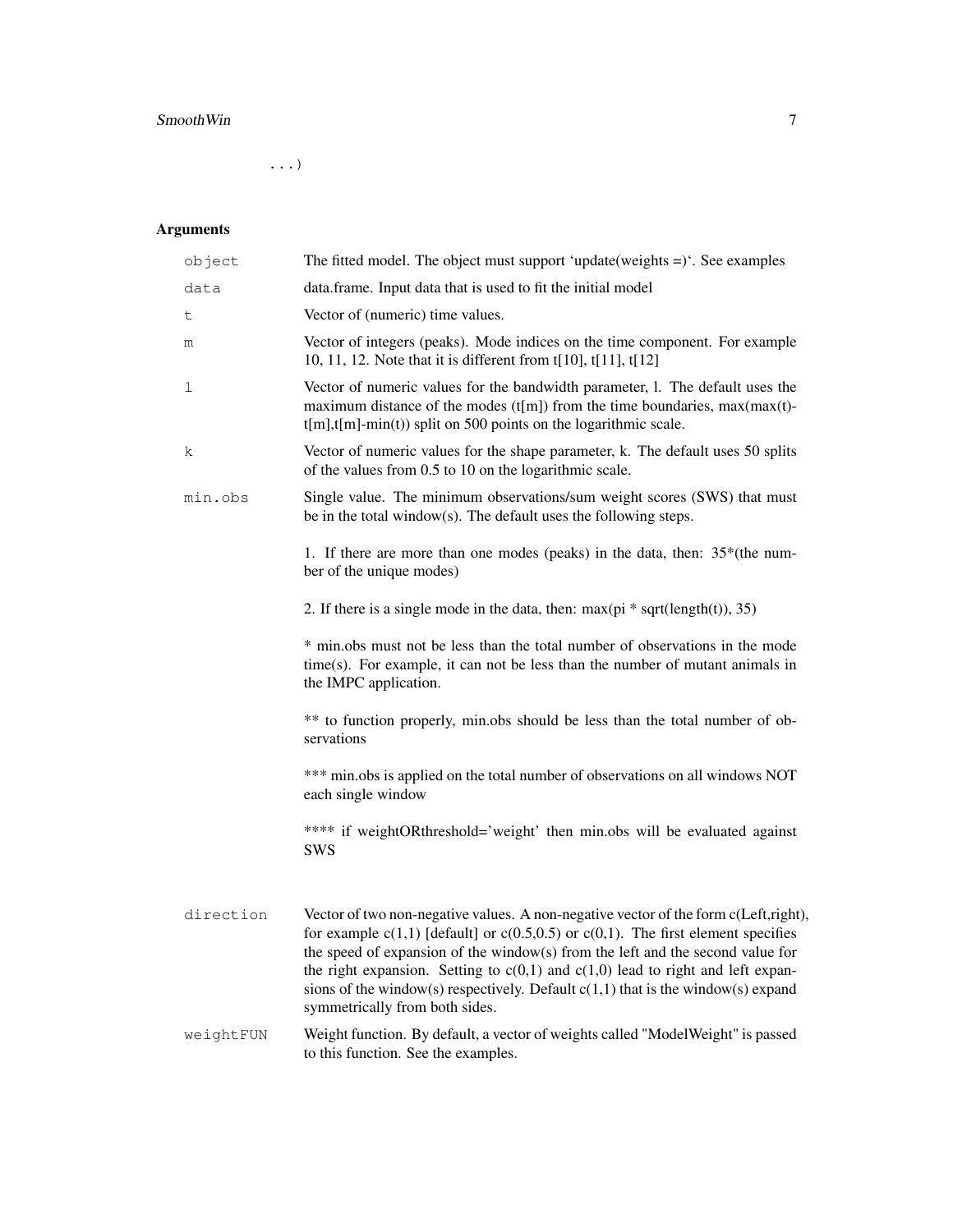```
...)
```

## Arguments

| Argument | Description |
| --- | --- |
| `object` | The fitted model. The object must support 'update(weights =)'. See examples |
| `data` | data.frame. Input data that is used to fit the initial model |
| `t` | Vector of (numeric) time values. |
| `m` | Vector of integers (peaks). Mode indices on the time component. For example 10, 11, 12. Note that it is different from t[10], t[11], t[12] |
| `l` | Vector of numeric values for the bandwidth parameter, l. The default uses the maximum distance of the modes (t[m]) from the time boundaries, max(max(t)-t[m],t[m]-min(t)) split on 500 points on the logarithmic scale. |
| `k` | Vector of numeric values for the shape parameter, k. The default uses 50 splits of the values from 0.5 to 10 on the logarithmic scale. |
| `min.obs` | Single value. The minimum observations/sum weight scores (SWS) that must be in the total window(s). The default uses the following steps.<br><br>1. If there are more than one modes (peaks) in the data, then: 35*(the number of the unique modes)<br><br>2. If there is a single mode in the data, then: max(pi * sqrt(length(t)), 35)<br><br>* min.obs must not be less than the total number of observations in the mode time(s). For example, it can not be less than the number of mutant animals in the IMPC application.<br><br>** to function properly, min.obs should be less than the total number of observations<br><br>*** min.obs is applied on the total number of observations on all windows NOT each single window<br><br>**** if weightORthreshold='weight' then min.obs will be evaluated against SWS |
| `direction` | Vector of two non-negative values. A non-negative vector of the form c(Left,right), for example c(1,1) [default] or c(0.5,0.5) or c(0,1). The first element specifies the speed of expansion of the window(s) from the left and the second value for the right expansion. Setting to c(0,1) and c(1,0) lead to right and left expansions of the window(s) respectively. Default c(1,1) that is the window(s) expand symmetrically from both sides. |
| `weightFUN` | Weight function. By default, a vector of weights called "ModelWeight" is passed to this function. See the examples. |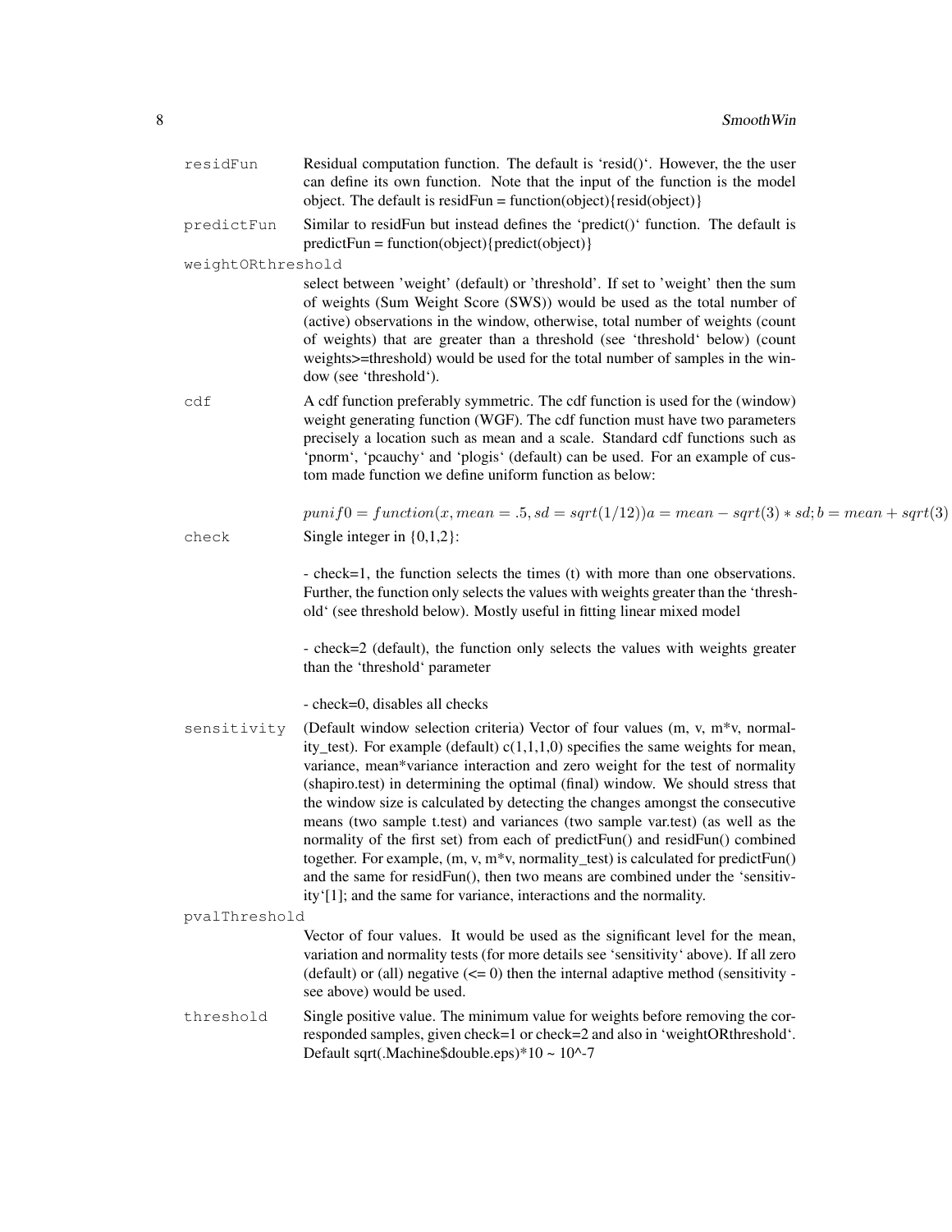resid<span>Fun</span>

**residFun** Residual computation function. The default is 'resid()'. However, the the user can define its own function. Note that the input of the function is the model object. The default is residFun = function(object){resid(object)}

**predictFun** Similar to residFun but instead defines the 'predict()' function. The default is predictFun = function(object){predict(object)}

**weightORthreshold** select between 'weight' (default) or 'threshold'. If set to 'weight' then the sum of weights (Sum Weight Score (SWS)) would be used as the total number of (active) observations in the window, otherwise, total number of weights (count of weights) that are greater than a threshold (see 'threshold' below) (count weights>=threshold) would be used for the total number of samples in the window (see 'threshold').

**cdf** A cdf function preferably symmetric. The cdf function is used for the (window) weight generating function (WGF). The cdf function must have two parameters precisely a location such as mean and a scale. Standard cdf functions such as 'pnorm', 'pcauchy' and 'plogis' (default) can be used. For an example of custom made function we define uniform function as below:

$punif0 = function(x, mean = .5, sd = sqrt(1/12))a = mean - sqrt(3) * sd; b = mean + sqrt(3)$

**check** Single integer in {0,1,2}:

- check=1, the function selects the times (t) with more than one observations. Further, the function only selects the values with weights greater than the 'threshold' (see threshold below). Mostly useful in fitting linear mixed model

- check=2 (default), the function only selects the values with weights greater than the 'threshold' parameter

- check=0, disables all checks

**sensitivity** (Default window selection criteria) Vector of four values (m, v, m*v, normality_test). For example (default) c(1,1,1,0) specifies the same weights for mean, variance, mean*variance interaction and zero weight for the test of normality (shapiro.test) in determining the optimal (final) window. We should stress that the window size is calculated by detecting the changes amongst the consecutive means (two sample t.test) and variances (two sample var.test) (as well as the normality of the first set) from each of predictFun() and residFun() combined together. For example, (m, v, m*v, normality_test) is calculated for predictFun() and the same for residFun(), then two means are combined under the 'sensitivity'[1]; and the same for variance, interactions and the normality.

**pvalThreshold** Vector of four values. It would be used as the significant level for the mean, variation and normality tests (for more details see 'sensitivity' above). If all zero (default) or (all) negative (<= 0) then the internal adaptive method (sensitivity - see above) would be used.

**threshold** Single positive value. The minimum value for weights before removing the corresponded samples, given check=1 or check=2 and also in 'weightORthreshold'. Default sqrt(.Machine$double.eps)*10 ~ 10^-7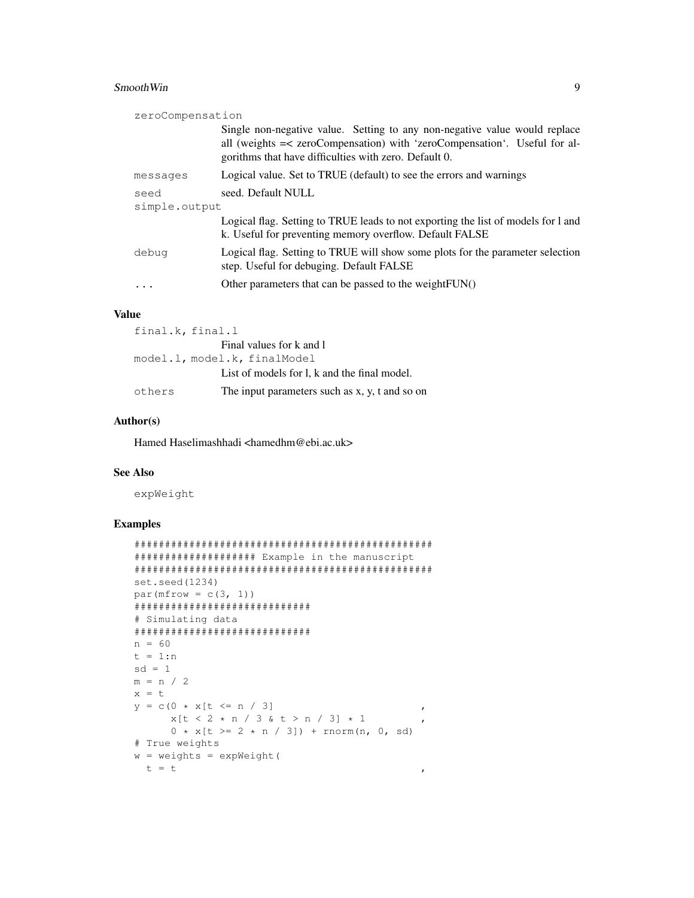zeroCompensation
: Single non-negative value. Setting to any non-negative value would replace all (weights =< zeroCompensation) with 'zeroCompensation'. Useful for algorithms that have difficulties with zero. Default 0.

messages
: Logical value. Set to TRUE (default) to see the errors and warnings

seed
: seed. Default NULL

simple.output
: Logical flag. Setting to TRUE leads to not exporting the list of models for l and k. Useful for preventing memory overflow. Default FALSE

debug
: Logical flag. Setting to TRUE will show some plots for the parameter selection step. Useful for debuging. Default FALSE

...
: Other parameters that can be passed to the weightFUN()

### Value

final.k, final.l
: Final values for k and l

model.l, model.k, finalModel
: List of models for l, k and the final model.

others
: The input parameters such as x, y, t and so on

### Author(s)

Hamed Haselimashhadi <hamedhm@ebi.ac.uk>

### See Also

expWeight

### Examples

```
#################################################
#################### Example in the manuscript
#################################################
set.seed(1234)
par(mfrow = c(3, 1))
#############################
# Simulating data
#############################
n = 60
t = 1:n
sd = 1
m = n / 2
x = t
y = c(0 * x[t <= n / 3]                      ,
      x[t < 2 * n / 3 & t > n / 3] * 1       ,
      0 * x[t >= 2 * n / 3]) + rnorm(n, 0, sd)
# True weights
w = weights = expWeight(
  t = t                                       ,
```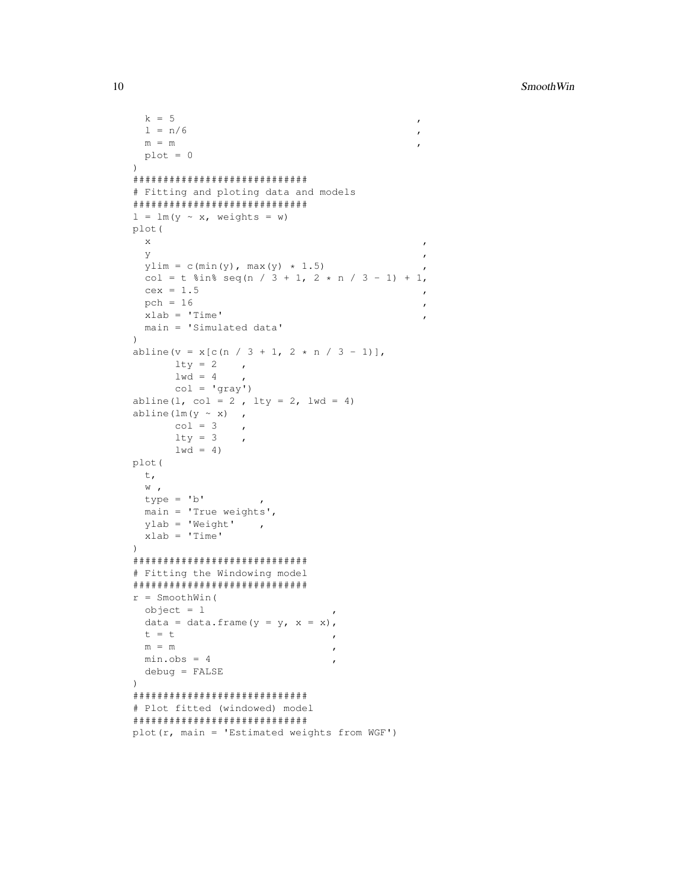```
  k = 5                                       ,
  l = n/6                                     ,
  m = m                                       ,
  plot = 0
)
############################
# Fitting and ploting data and models
############################
l = lm(y ~ x, weights = w)
plot(
  x                                           ,
  y                                           ,
  ylim = c(min(y), max(y) * 1.5)              ,
  col = t %in% seq(n / 3 + 1, 2 * n / 3 - 1) + 1,
  cex = 1.5                                   ,
  pch = 16                                    ,
  xlab = 'Time'                               ,
  main = 'Simulated data'
)
abline(v = x[c(n / 3 + 1, 2 * n / 3 - 1)],
       lty = 2    ,
       lwd = 4    ,
       col = 'gray')
abline(l, col = 2 , lty = 2, lwd = 4)
abline(lm(y ~ x)  ,
       col = 3    ,
       lty = 3    ,
       lwd = 4)
plot(
  t,
  w ,
  type = 'b'          ,
  main = 'True weights',
  ylab = 'Weight'     ,
  xlab = 'Time'
)
############################
# Fitting the Windowing model
############################
r = SmoothWin(
  object = l                      ,
  data = data.frame(y = y, x = x),
  t = t                           ,
  m = m                           ,
  min.obs = 4                     ,
  debug = FALSE
)
############################
# Plot fitted (windowed) model
############################
plot(r, main = 'Estimated weights from WGF')
```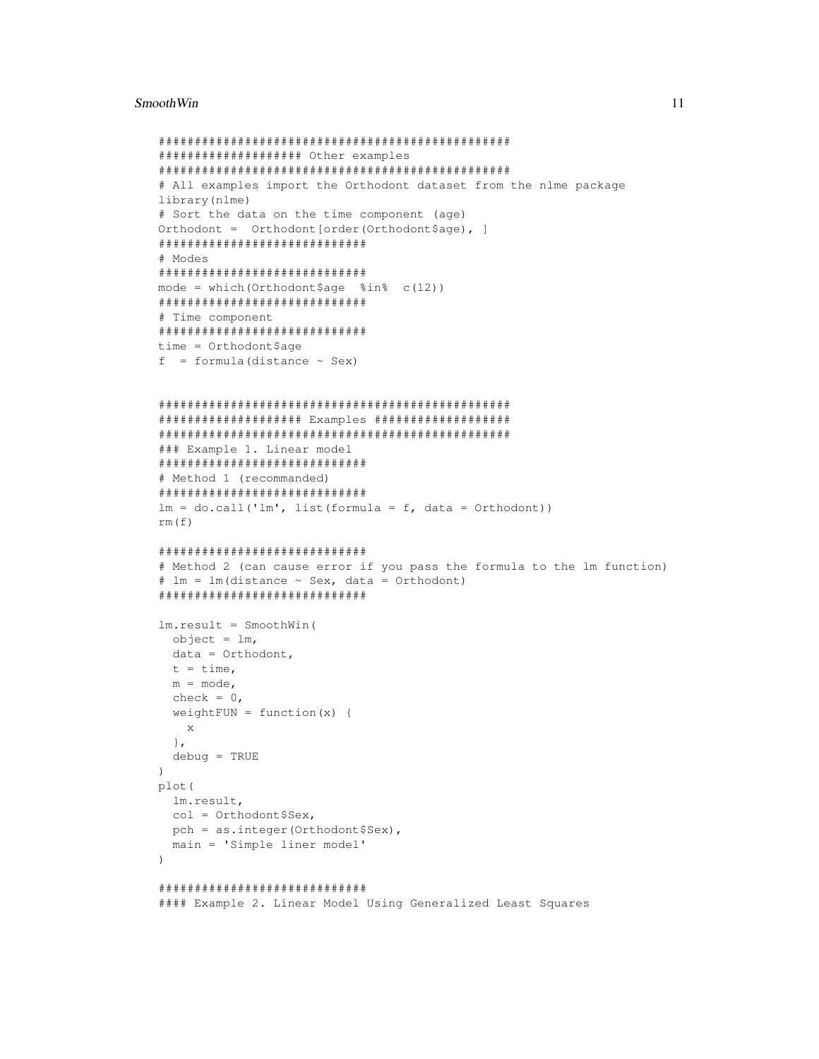```
################################################
################### Other examples
################################################
# All examples import the Orthodont dataset from the nlme package
library(nlme)
# Sort the data on the time component (age)
Orthodont =  Orthodont[order(Orthodont$age), ]
############################
# Modes
############################
mode = which(Orthodont$age  %in%  c(12))
############################
# Time component
############################
time = Orthodont$age
f  = formula(distance ~ Sex)


################################################
################### Examples ##################
################################################
### Example 1. Linear model
############################
# Method 1 (recommanded)
############################
lm = do.call('lm', list(formula = f, data = Orthodont))
rm(f)

############################
# Method 2 (can cause error if you pass the formula to the lm function)
# lm = lm(distance ~ Sex, data = Orthodont)
############################

lm.result = SmoothWin(
  object = lm,
  data = Orthodont,
  t = time,
  m = mode,
  check = 0,
  weightFUN = function(x) {
    x
  },
  debug = TRUE
)
plot(
  lm.result,
  col = Orthodont$Sex,
  pch = as.integer(Orthodont$Sex),
  main = 'Simple liner model'
)

############################
#### Example 2. Linear Model Using Generalized Least Squares
```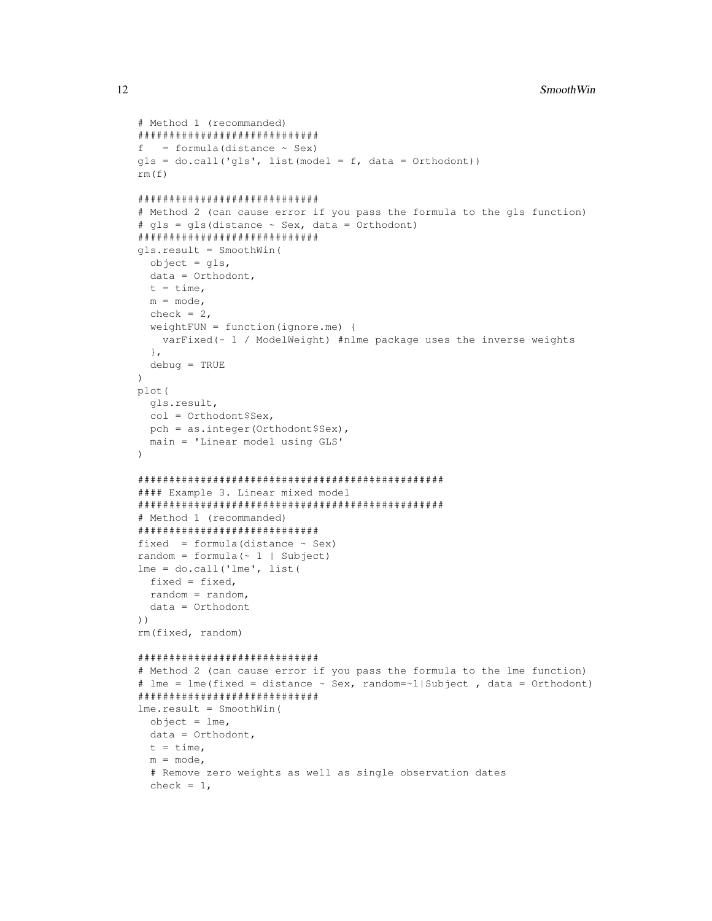```
# Method 1 (recommanded)
############################
f   = formula(distance ~ Sex)
gls = do.call('gls', list(model = f, data = Orthodont))
rm(f)

############################
# Method 2 (can cause error if you pass the formula to the gls function)
# gls = gls(distance ~ Sex, data = Orthodont)
############################
gls.result = SmoothWin(
  object = gls,
  data = Orthodont,
  t = time,
  m = mode,
  check = 2,
  weightFUN = function(ignore.me) {
    varFixed(~ 1 / ModelWeight) #nlme package uses the inverse weights
  },
  debug = TRUE
)
plot(
  gls.result,
  col = Orthodont$Sex,
  pch = as.integer(Orthodont$Sex),
  main = 'Linear model using GLS'
)

##############################################
#### Example 3. Linear mixed model
##############################################
# Method 1 (recommanded)
############################
fixed  = formula(distance ~ Sex)
random = formula(~ 1 | Subject)
lme = do.call('lme', list(
  fixed = fixed,
  random = random,
  data = Orthodont
))
rm(fixed, random)

############################
# Method 2 (can cause error if you pass the formula to the lme function)
# lme = lme(fixed = distance ~ Sex, random=~1|Subject , data = Orthodont)
############################
lme.result = SmoothWin(
  object = lme,
  data = Orthodont,
  t = time,
  m = mode,
  # Remove zero weights as well as single observation dates
  check = 1,
```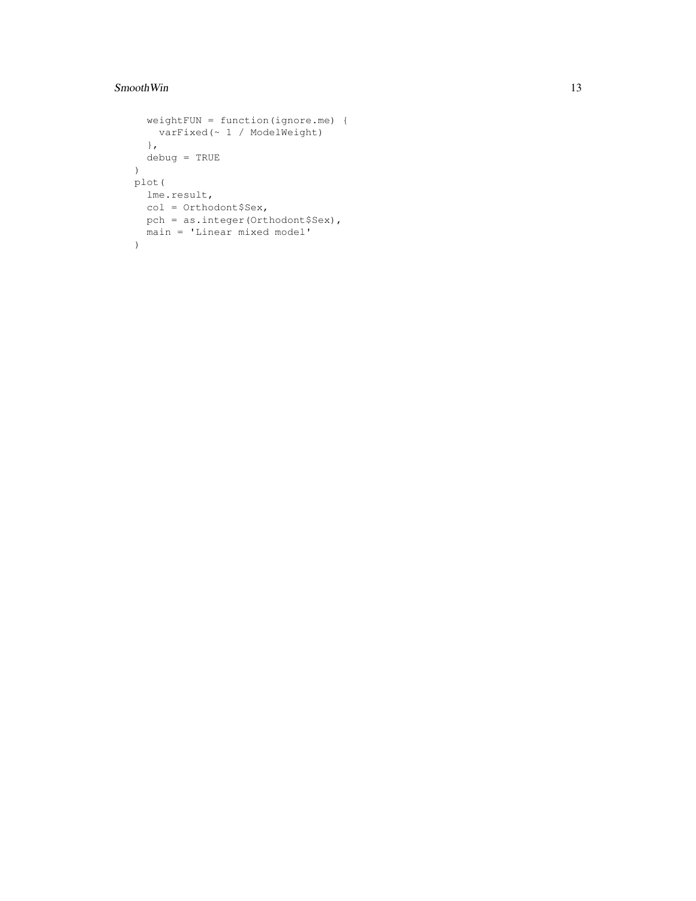```
    weightFUN = function(ignore.me) {
      varFixed(~ 1 / ModelWeight)
    },
    debug = TRUE
  )
  plot(
    lme.result,
    col = Orthodont$Sex,
    pch = as.integer(Orthodont$Sex),
    main = 'Linear mixed model'
  )
```